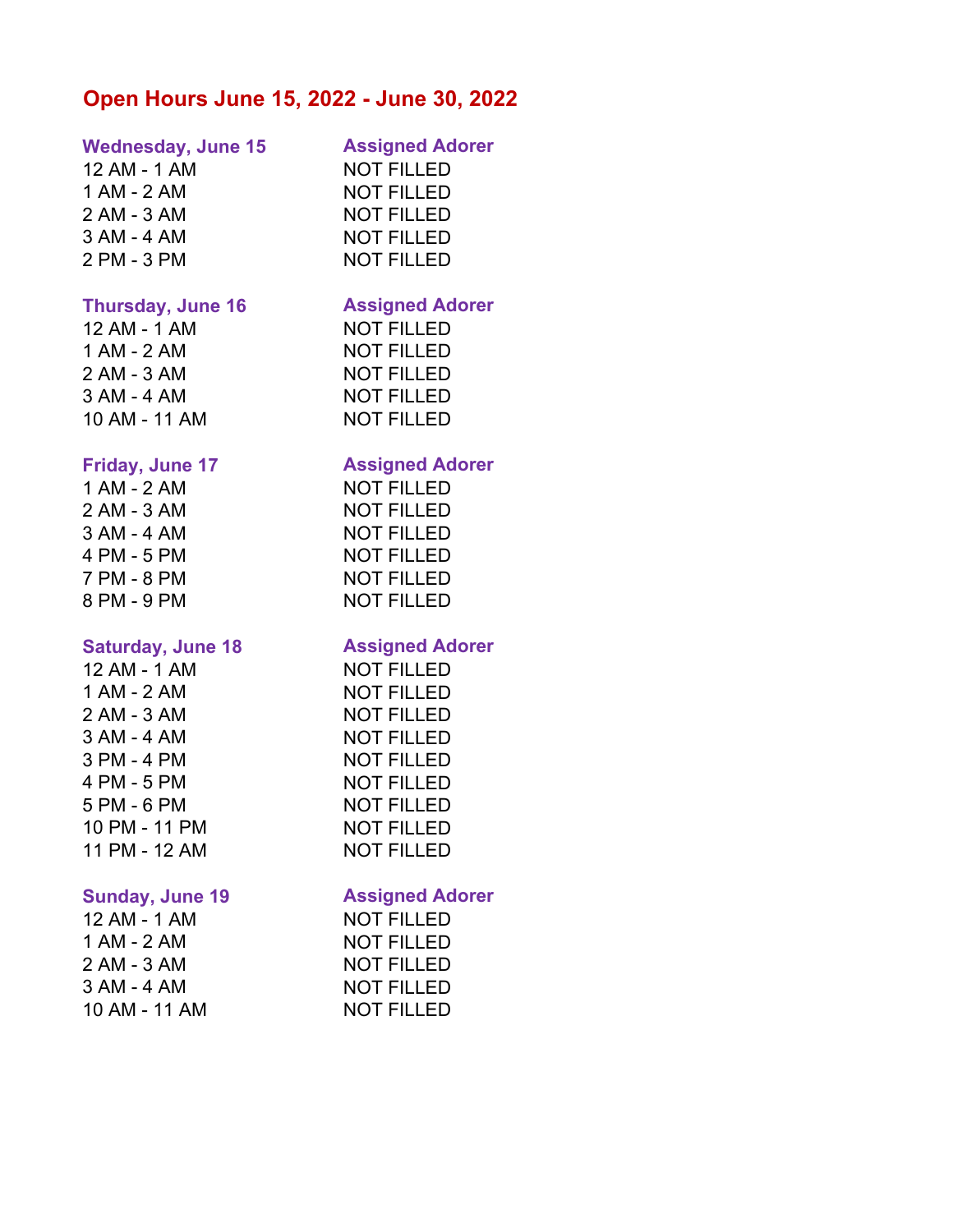# Open Hours June 15, 2022 - June 30, 2022

| Wednesday, June 15 | Assigned Adorer |
|---|---|
| 12 AM - 1 AM | NOT FILLED |
| 1 AM - 2 AM | NOT FILLED |
| 2 AM - 3 AM | NOT FILLED |
| 3 AM - 4 AM | NOT FILLED |
| 2 PM - 3 PM | NOT FILLED |

| Thursday, June 16 | Assigned Adorer |
|---|---|
| 12 AM - 1 AM | NOT FILLED |
| 1 AM - 2 AM | NOT FILLED |
| 2 AM - 3 AM | NOT FILLED |
| 3 AM - 4 AM | NOT FILLED |
| 10 AM - 11 AM | NOT FILLED |

| Friday, June 17 | Assigned Adorer |
|---|---|
| 1 AM - 2 AM | NOT FILLED |
| 2 AM - 3 AM | NOT FILLED |
| 3 AM - 4 AM | NOT FILLED |
| 4 PM - 5 PM | NOT FILLED |
| 7 PM - 8 PM | NOT FILLED |
| 8 PM - 9 PM | NOT FILLED |

| Saturday, June 18 | Assigned Adorer |
|---|---|
| 12 AM - 1 AM | NOT FILLED |
| 1 AM - 2 AM | NOT FILLED |
| 2 AM - 3 AM | NOT FILLED |
| 3 AM - 4 AM | NOT FILLED |
| 3 PM - 4 PM | NOT FILLED |
| 4 PM - 5 PM | NOT FILLED |
| 5 PM - 6 PM | NOT FILLED |
| 10 PM - 11 PM | NOT FILLED |
| 11 PM - 12 AM | NOT FILLED |

| Sunday, June 19 | Assigned Adorer |
|---|---|
| 12 AM - 1 AM | NOT FILLED |
| 1 AM - 2 AM | NOT FILLED |
| 2 AM - 3 AM | NOT FILLED |
| 3 AM - 4 AM | NOT FILLED |
| 10 AM - 11 AM | NOT FILLED |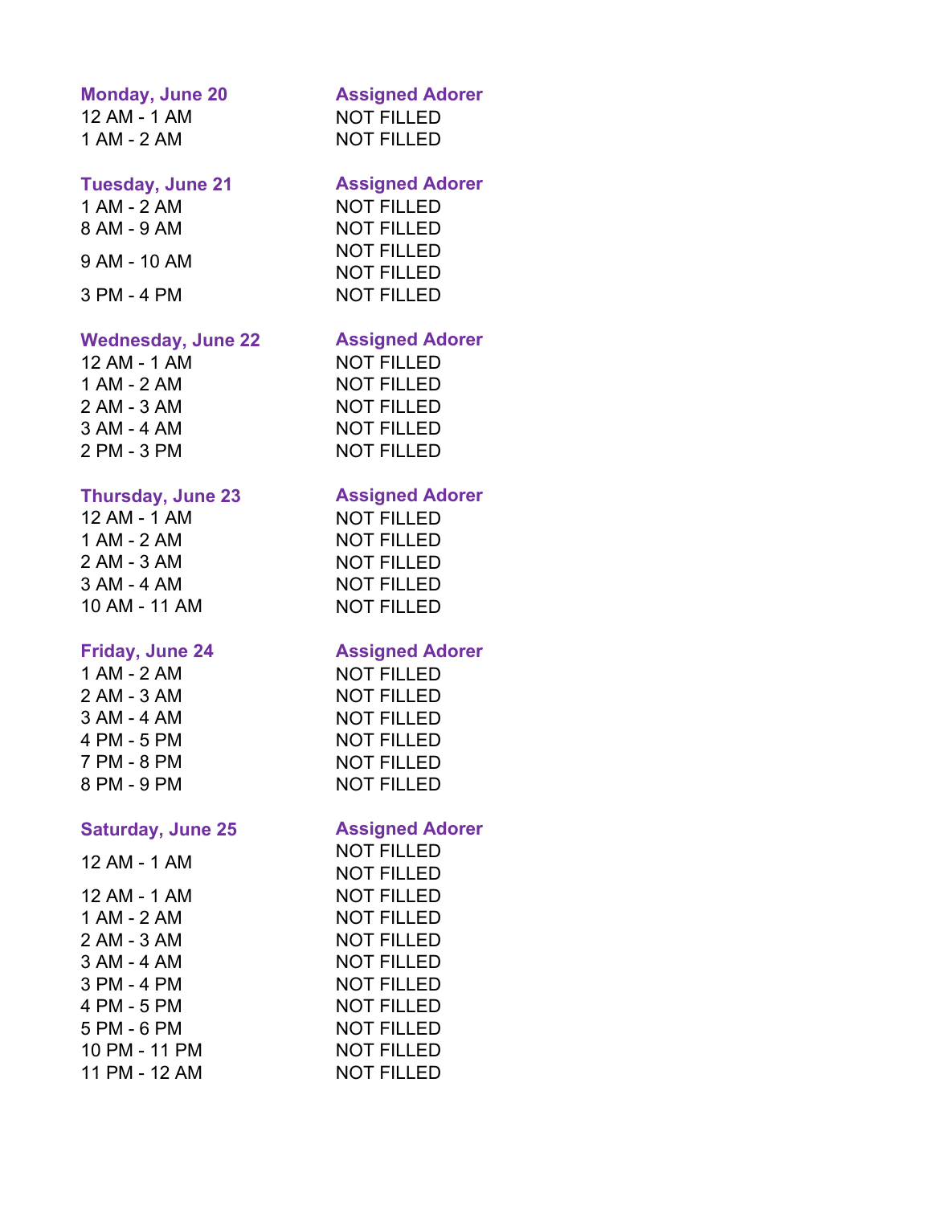| Monday, June 20 | Assigned Adorer |
|---|---|
| 12 AM - 1 AM | NOT FILLED |
| 1 AM - 2 AM | NOT FILLED |

| Tuesday, June 21 | Assigned Adorer |
|---|---|
| 1 AM - 2 AM | NOT FILLED |
| 8 AM - 9 AM | NOT FILLED |
| 9 AM - 10 AM | NOT FILLED<br>NOT FILLED |
| 3 PM - 4 PM | NOT FILLED |

| Wednesday, June 22 | Assigned Adorer |
|---|---|
| 12 AM - 1 AM | NOT FILLED |
| 1 AM - 2 AM | NOT FILLED |
| 2 AM - 3 AM | NOT FILLED |
| 3 AM - 4 AM | NOT FILLED |
| 2 PM - 3 PM | NOT FILLED |

| Thursday, June 23 | Assigned Adorer |
|---|---|
| 12 AM - 1 AM | NOT FILLED |
| 1 AM - 2 AM | NOT FILLED |
| 2 AM - 3 AM | NOT FILLED |
| 3 AM - 4 AM | NOT FILLED |
| 10 AM - 11 AM | NOT FILLED |

| Friday, June 24 | Assigned Adorer |
|---|---|
| 1 AM - 2 AM | NOT FILLED |
| 2 AM - 3 AM | NOT FILLED |
| 3 AM - 4 AM | NOT FILLED |
| 4 PM - 5 PM | NOT FILLED |
| 7 PM - 8 PM | NOT FILLED |
| 8 PM - 9 PM | NOT FILLED |

| Saturday, June 25 | Assigned Adorer |
|---|---|
| 12 AM - 1 AM | NOT FILLED<br>NOT FILLED |
| 12 AM - 1 AM | NOT FILLED |
| 1 AM - 2 AM | NOT FILLED |
| 2 AM - 3 AM | NOT FILLED |
| 3 AM - 4 AM | NOT FILLED |
| 3 PM - 4 PM | NOT FILLED |
| 4 PM - 5 PM | NOT FILLED |
| 5 PM - 6 PM | NOT FILLED |
| 10 PM - 11 PM | NOT FILLED |
| 11 PM - 12 AM | NOT FILLED |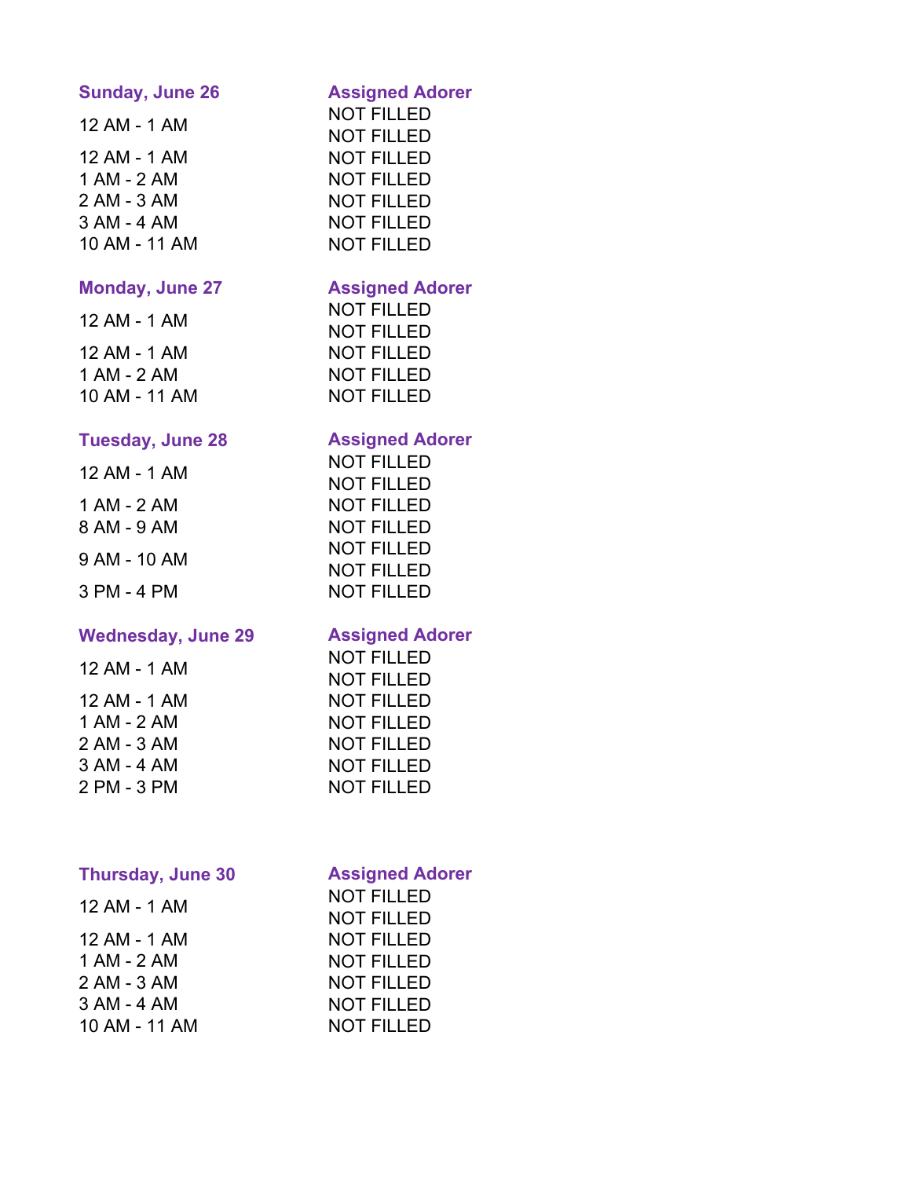| Sunday, June 26 | Assigned Adorer |
|---|---|
| 12 AM - 1 AM | NOT FILLED<br>NOT FILLED |
| 12 AM - 1 AM | NOT FILLED |
| 1 AM - 2 AM | NOT FILLED |
| 2 AM - 3 AM | NOT FILLED |
| 3 AM - 4 AM | NOT FILLED |
| 10 AM - 11 AM | NOT FILLED |

| Monday, June 27 | Assigned Adorer |
|---|---|
| 12 AM - 1 AM | NOT FILLED<br>NOT FILLED |
| 12 AM - 1 AM | NOT FILLED |
| 1 AM - 2 AM | NOT FILLED |
| 10 AM - 11 AM | NOT FILLED |

| Tuesday, June 28 | Assigned Adorer |
|---|---|
| 12 AM - 1 AM | NOT FILLED<br>NOT FILLED |
| 1 AM - 2 AM | NOT FILLED |
| 8 AM - 9 AM | NOT FILLED |
| 9 AM - 10 AM | NOT FILLED<br>NOT FILLED |
| 3 PM - 4 PM | NOT FILLED |

| Wednesday, June 29 | Assigned Adorer |
|---|---|
| 12 AM - 1 AM | NOT FILLED<br>NOT FILLED |
| 12 AM - 1 AM | NOT FILLED |
| 1 AM - 2 AM | NOT FILLED |
| 2 AM - 3 AM | NOT FILLED |
| 3 AM - 4 AM | NOT FILLED |
| 2 PM - 3 PM | NOT FILLED |

| Thursday, June 30 | Assigned Adorer |
|---|---|
| 12 AM - 1 AM | NOT FILLED<br>NOT FILLED |
| 12 AM - 1 AM | NOT FILLED |
| 1 AM - 2 AM | NOT FILLED |
| 2 AM - 3 AM | NOT FILLED |
| 3 AM - 4 AM | NOT FILLED |
| 10 AM - 11 AM | NOT FILLED |